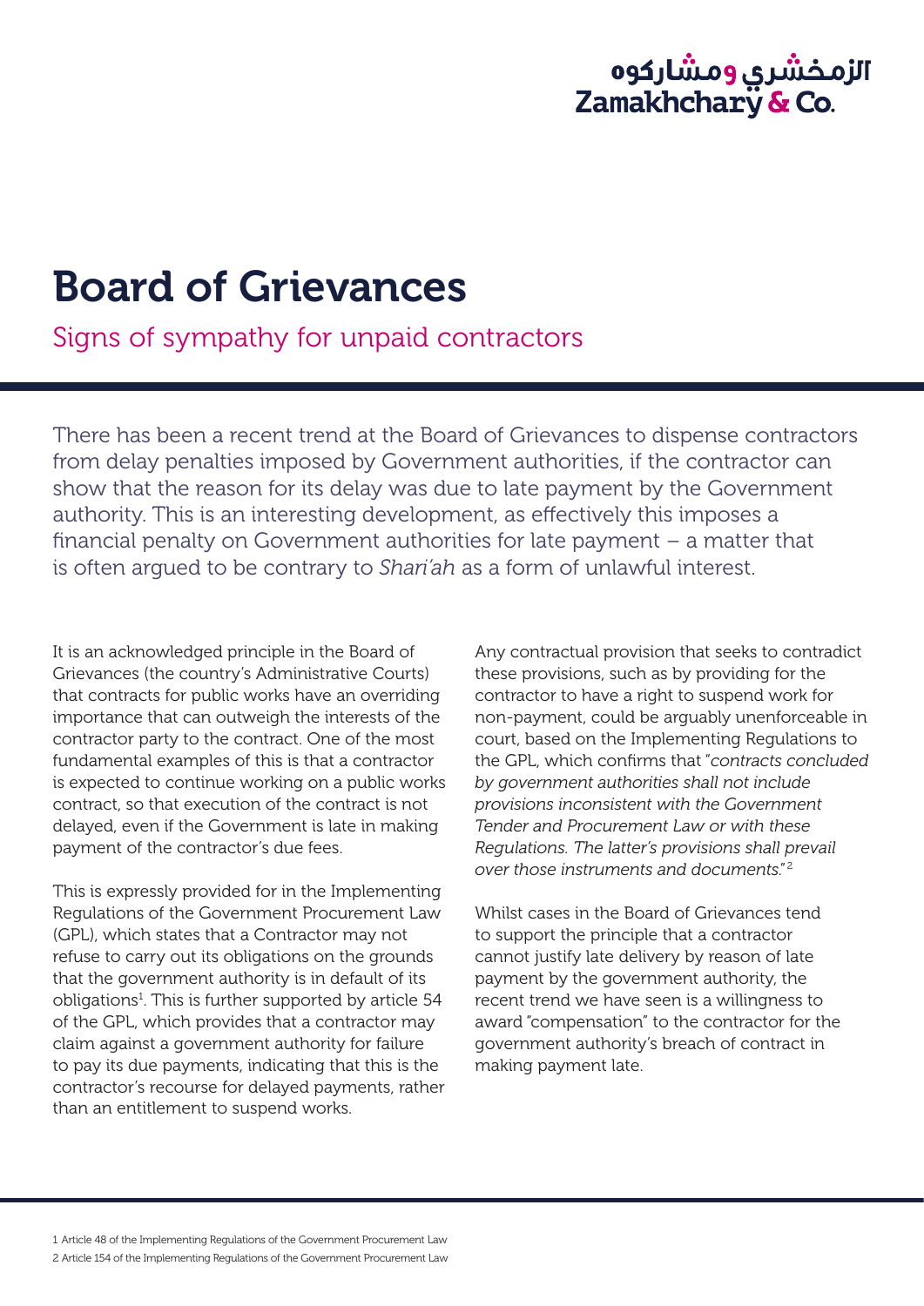# Board of Grievances

## Signs of sympathy for unpaid contractors

There has been a recent trend at the Board of Grievances to dispense contractors from delay penalties imposed by Government authorities, if the contractor can show that the reason for its delay was due to late payment by the Government authority. This is an interesting development, as effectively this imposes a financial penalty on Government authorities for late payment – a matter that is often argued to be contrary to *Shari'ah* as a form of unlawful interest.

It is an acknowledged principle in the Board of Grievances (the country's Administrative Courts) that contracts for public works have an overriding importance that can outweigh the interests of the contractor party to the contract. One of the most fundamental examples of this is that a contractor is expected to continue working on a public works contract, so that execution of the contract is not delayed, even if the Government is late in making payment of the contractor's due fees.

This is expressly provided for in the Implementing Regulations of the Government Procurement Law (GPL), which states that a Contractor may not refuse to carry out its obligations on the grounds that the government authority is in default of its obligations[1]. This is further supported by article 54 of the GPL, which provides that a contractor may claim against a government authority for failure to pay its due payments, indicating that this is the contractor's recourse for delayed payments, rather than an entitlement to suspend works.

Any contractual provision that seeks to contradict these provisions, such as by providing for the contractor to have a right to suspend work for non-payment, could be arguably unenforceable in court, based on the Implementing Regulations to the GPL, which confirms that "*contracts concluded by government authorities shall not include provisions inconsistent with the Government Tender and Procurement Law or with these Regulations. The latter's provisions shall prevail over those instruments and documents.*"[2]

Whilst cases in the Board of Grievances tend to support the principle that a contractor cannot justify late delivery by reason of late payment by the government authority, the recent trend we have seen is a willingness to award "compensation" to the contractor for the government authority's breach of contract in making payment late.

---

1 Article 48 of the Implementing Regulations of the Government Procurement Law

2 Article 154 of the Implementing Regulations of the Government Procurement Law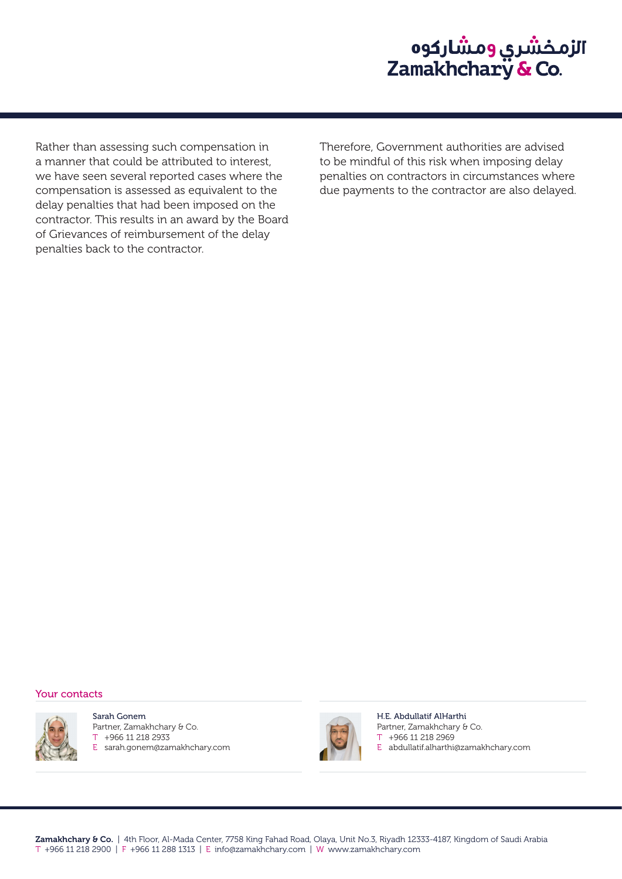Rather than assessing such compensation in a manner that could be attributed to interest, we have seen several reported cases where the compensation is assessed as equivalent to the delay penalties that had been imposed on the contractor. This results in an award by the Board of Grievances of reimbursement of the delay penalties back to the contractor.

Therefore, Government authorities are advised to be mindful of this risk when imposing delay penalties on contractors in circumstances where due payments to the contractor are also delayed.

## Your contacts

Sarah Gonem
Partner, Zamakhchary & Co.
T +966 11 218 2933
E sarah.gonem@zamakhchary.com

H.E. Abdullatif AlHarthi
Partner, Zamakhchary & Co.
T +966 11 218 2969
E abdullatif.alharthi@zamakhchary.com

**Zamakhchary & Co.** | 4th Floor, Al-Mada Center, 7758 King Fahad Road, Olaya, Unit No.3, Riyadh 12333-4187, Kingdom of Saudi Arabia
T +966 11 218 2900 | F +966 11 288 1313 | E info@zamakhchary.com | W www.zamakhchary.com